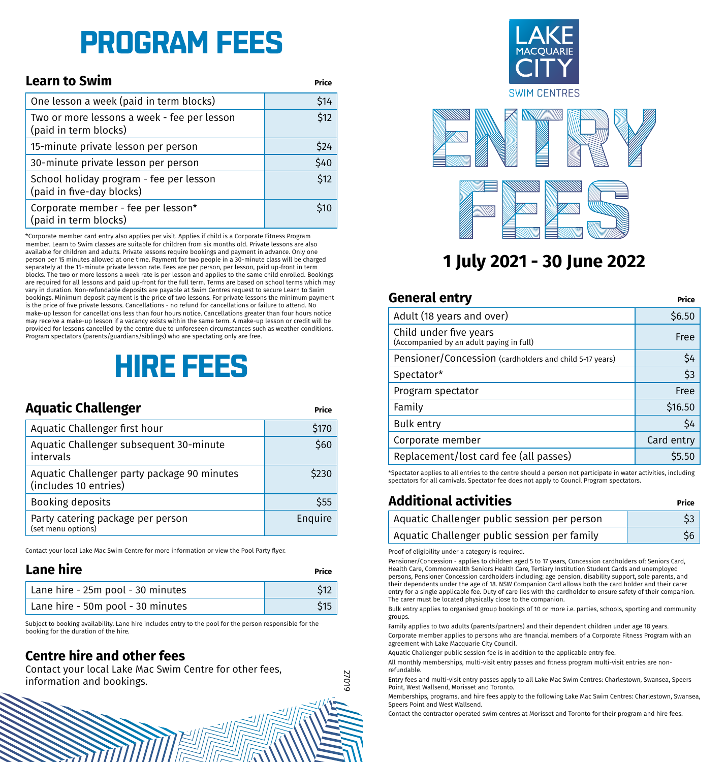# PROGRAM FEES

## Learn to Swim

| Learn to Swim | Price |
|---|---|
| One lesson a week (paid in term blocks) | $14 |
| Two or more lessons a week - fee per lesson (paid in term blocks) | $12 |
| 15-minute private lesson per person | $24 |
| 30-minute private lesson per person | $40 |
| School holiday program - fee per lesson (paid in five-day blocks) | $12 |
| Corporate member - fee per lesson* (paid in term blocks) | $10 |

*Corporate member card entry also applies per visit. Applies if child is a Corporate Fitness Program member. Learn to Swim classes are suitable for children from six months old. Private lessons are also available for children and adults. Private lessons require bookings and payment in advance. Only one person per 15 minutes allowed at one time. Payment for two people in a 30-minute class will be charged separately at the 15-minute private lesson rate. Fees are per person, per lesson, paid up-front in term blocks. The two or more lessons a week rate is per lesson and applies to the same child enrolled. Bookings are required for all lessons and paid up-front for the full term. Terms are based on school terms which may vary in duration. Non-refundable deposits are payable at Swim Centres request to secure Learn to Swim bookings. Minimum deposit payment is the price of two lessons. For private lessons the minimum payment is the price of five private lessons. Cancellations - no refund for cancellations or failure to attend. No make-up lesson for cancellations less than four hours notice. Cancellations greater than four hours notice may receive a make-up lesson if a vacancy exists within the same term. A make-up lesson or credit will be provided for lessons cancelled by the centre due to unforeseen circumstances such as weather conditions. Program spectators (parents/guardians/siblings) who are spectating only are free.

# HIRE FEES

## Aquatic Challenger

| Aquatic Challenger | Price |
|---|---|
| Aquatic Challenger first hour | $170 |
| Aquatic Challenger subsequent 30-minute intervals | $60 |
| Aquatic Challenger party package 90 minutes (includes 10 entries) | $230 |
| Booking deposits | $55 |
| Party catering package per person (set menu options) | Enquire |

Contact your local Lake Mac Swim Centre for more information or view the Pool Party flyer.

## Lane hire

| Lane hire | Price |
|---|---|
| Lane hire - 25m pool - 30 minutes | $12 |
| Lane hire - 50m pool - 30 minutes | $15 |

Subject to booking availability. Lane hire includes entry to the pool for the person responsible for the booking for the duration of the hire.

## Centre hire and other fees

Contact your local Lake Mac Swim Centre for other fees, information and bookings.

27019

LAKE MACQUARIE CITY SWIM CENTRES

# ENTRY FEES

## 1 July 2021 - 30 June 2022

## General entry

| General entry | Price |
|---|---|
| Adult (18 years and over) | $6.50 |
| Child under five years (Accompanied by an adult paying in full) | Free |
| Pensioner/Concession (cardholders and child 5-17 years) | $4 |
| Spectator* | $3 |
| Program spectator | Free |
| Family | $16.50 |
| Bulk entry | $4 |
| Corporate member | Card entry |
| Replacement/lost card fee (all passes) | $5.50 |

*Spectator applies to all entries to the centre should a person not participate in water activities, including spectators for all carnivals. Spectator fee does not apply to Council Program spectators.

## Additional activities

| Additional activities | Price |
|---|---|
| Aquatic Challenger public session per person | $3 |
| Aquatic Challenger public session per family | $6 |

Proof of eligibility under a category is required.

Pensioner/Concession - applies to children aged 5 to 17 years, Concession cardholders of: Seniors Card, Health Care, Commonwealth Seniors Health Care, Tertiary Institution Student Cards and unemployed persons, Pensioner Concession cardholders including; age pension, disability support, sole parents, and their dependents under the age of 18. NSW Companion Card allows both the card holder and their carer entry for a single applicable fee. Duty of care lies with the cardholder to ensure safety of their companion. The carer must be located physically close to the companion.

Bulk entry applies to organised group bookings of 10 or more i.e. parties, schools, sporting and community groups.

Family applies to two adults (parents/partners) and their dependent children under age 18 years.

Corporate member applies to persons who are financial members of a Corporate Fitness Program with an agreement with Lake Macquarie City Council.

Aquatic Challenger public session fee is in addition to the applicable entry fee.

All monthly memberships, multi-visit entry passes and fitness program multi-visit entries are non-refundable.

Entry fees and multi-visit entry passes apply to all Lake Mac Swim Centres: Charlestown, Swansea, Speers Point, West Wallsend, Morisset and Toronto.

Memberships, programs, and hire fees apply to the following Lake Mac Swim Centres: Charlestown, Swansea, Speers Point and West Wallsend.

Contact the contractor operated swim centres at Morisset and Toronto for their program and hire fees.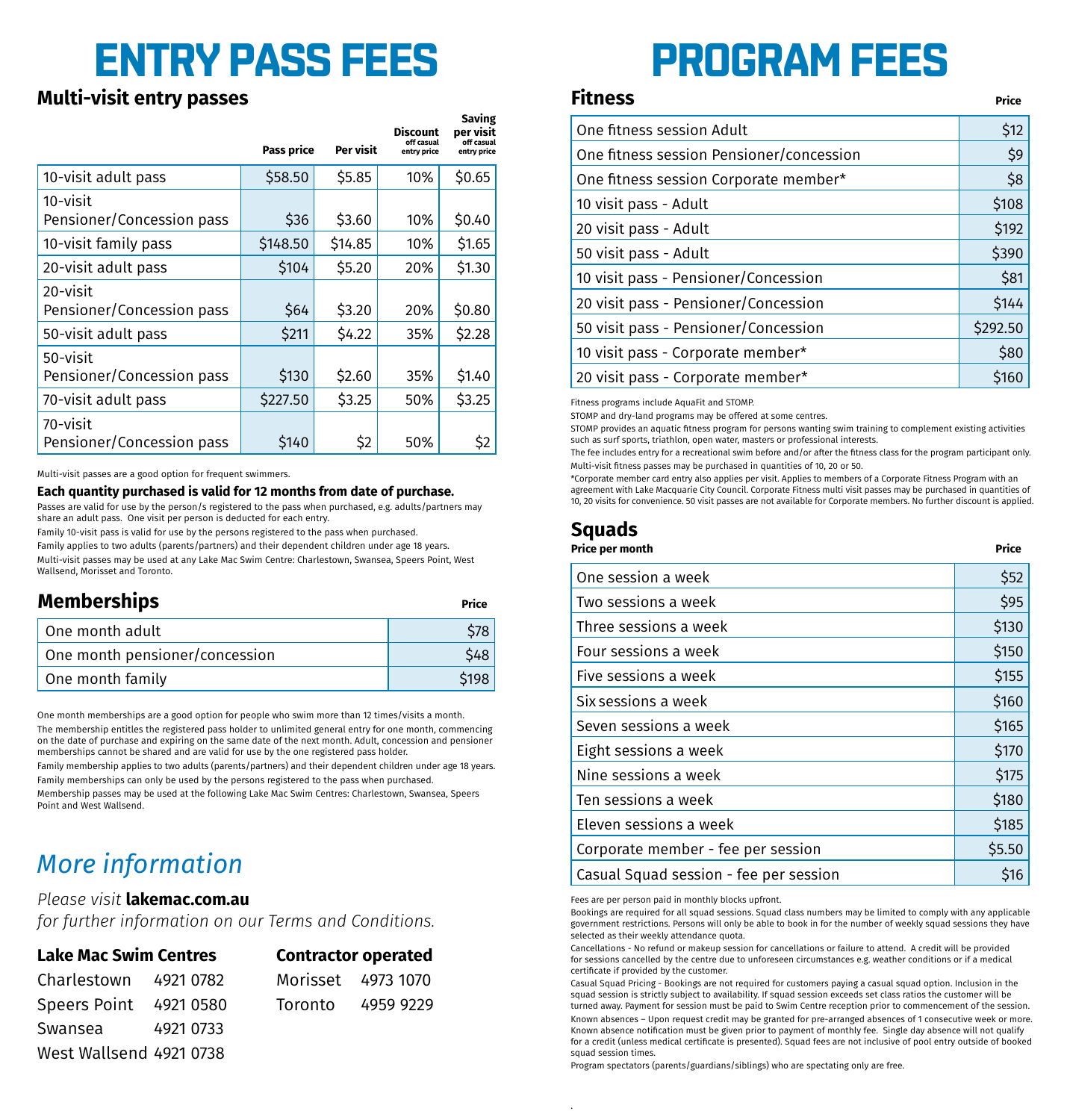# ENTRY PASS FEES

## Multi-visit entry passes

| | Pass price | Per visit | Discount off casual entry price | Saving per visit off casual entry price |
|---|---|---|---|---|
| 10-visit adult pass | $58.50 | $5.85 | 10% | $0.65 |
| 10-visit Pensioner/Concession pass | $36 | $3.60 | 10% | $0.40 |
| 10-visit family pass | $148.50 | $14.85 | 10% | $1.65 |
| 20-visit adult pass | $104 | $5.20 | 20% | $1.30 |
| 20-visit Pensioner/Concession pass | $64 | $3.20 | 20% | $0.80 |
| 50-visit adult pass | $211 | $4.22 | 35% | $2.28 |
| 50-visit Pensioner/Concession pass | $130 | $2.60 | 35% | $1.40 |
| 70-visit adult pass | $227.50 | $3.25 | 50% | $3.25 |
| 70-visit Pensioner/Concession pass | $140 | $2 | 50% | $2 |

Multi-visit passes are a good option for frequent swimmers.

**Each quantity purchased is valid for 12 months from date of purchase.**

Passes are valid for use by the person/s registered to the pass when purchased, e.g. adults/partners may share an adult pass. One visit per person is deducted for each entry.

Family 10-visit pass is valid for use by the persons registered to the pass when purchased.

Family applies to two adults (parents/partners) and their dependent children under age 18 years.

Multi-visit passes may be used at any Lake Mac Swim Centre: Charlestown, Swansea, Speers Point, West Wallsend, Morisset and Toronto.

## Memberships

| | Price |
|---|---|
| One month adult | $78 |
| One month pensioner/concession | $48 |
| One month family | $198 |

One month memberships are a good option for people who swim more than 12 times/visits a month.

The membership entitles the registered pass holder to unlimited general entry for one month, commencing on the date of purchase and expiring on the same date of the next month. Adult, concession and pensioner memberships cannot be shared and are valid for use by the one registered pass holder.

Family membership applies to two adults (parents/partners) and their dependent children under age 18 years.

Family memberships can only be used by the persons registered to the pass when purchased.

Membership passes may be used at the following Lake Mac Swim Centres: Charlestown, Swansea, Speers Point and West Wallsend.

## *More information*

*Please visit* **lakemac.com.au** *for further information on our Terms and Conditions.*

**Lake Mac Swim Centres**

Charlestown 4921 0782
Speers Point 4921 0580
Swansea 4921 0733
West Wallsend 4921 0738

**Contractor operated**

Morisset 4973 1070
Toronto 4959 9229

# PROGRAM FEES

## Fitness

| | Price |
|---|---|
| One fitness session Adult | $12 |
| One fitness session Pensioner/concession | $9 |
| One fitness session Corporate member* | $8 |
| 10 visit pass - Adult | $108 |
| 20 visit pass - Adult | $192 |
| 50 visit pass - Adult | $390 |
| 10 visit pass - Pensioner/Concession | $81 |
| 20 visit pass - Pensioner/Concession | $144 |
| 50 visit pass - Pensioner/Concession | $292.50 |
| 10 visit pass - Corporate member* | $80 |
| 20 visit pass - Corporate member* | $160 |

Fitness programs include AquaFit and STOMP.

STOMP and dry-land programs may be offered at some centres.

STOMP provides an aquatic fitness program for persons wanting swim training to complement existing activities such as surf sports, triathlon, open water, masters or professional interests.

The fee includes entry for a recreational swim before and/or after the fitness class for the program participant only.

Multi-visit fitness passes may be purchased in quantities of 10, 20 or 50.

*Corporate member card entry also applies per visit. Applies to members of a Corporate Fitness Program with an agreement with Lake Macquarie City Council. Corporate Fitness multi visit passes may be purchased in quantities of 10, 20 visits for convenience. 50 visit passes are not available for Corporate members. No further discount is applied.

## Squads

| Price per month | Price |
|---|---|
| One session a week | $52 |
| Two sessions a week | $95 |
| Three sessions a week | $130 |
| Four sessions a week | $150 |
| Five sessions a week | $155 |
| Six sessions a week | $160 |
| Seven sessions a week | $165 |
| Eight sessions a week | $170 |
| Nine sessions a week | $175 |
| Ten sessions a week | $180 |
| Eleven sessions a week | $185 |
| Corporate member - fee per session | $5.50 |
| Casual Squad session - fee per session | $16 |

Fees are per person paid in monthly blocks upfront.

Bookings are required for all squad sessions. Squad class numbers may be limited to comply with any applicable government restrictions. Persons will only be able to book in for the number of weekly squad sessions they have selected as their weekly attendance quota.

Cancellations - No refund or makeup session for cancellations or failure to attend. A credit will be provided for sessions cancelled by the centre due to unforeseen circumstances e.g. weather conditions or if a medical certificate if provided by the customer.

Casual Squad Pricing - Bookings are not required for customers paying a casual squad option. Inclusion in the squad session is strictly subject to availability. If squad session exceeds set class ratios the customer will be turned away. Payment for session must be paid to Swim Centre reception prior to commencement of the session.

Known absences – Upon request credit may be granted for pre-arranged absences of 1 consecutive week or more. Known absence notification must be given prior to payment of monthly fee. Single day absence will not qualify for a credit (unless medical certificate is presented). Squad fees are not inclusive of pool entry outside of booked squad session times.

Program spectators (parents/guardians/siblings) who are spectating only are free.